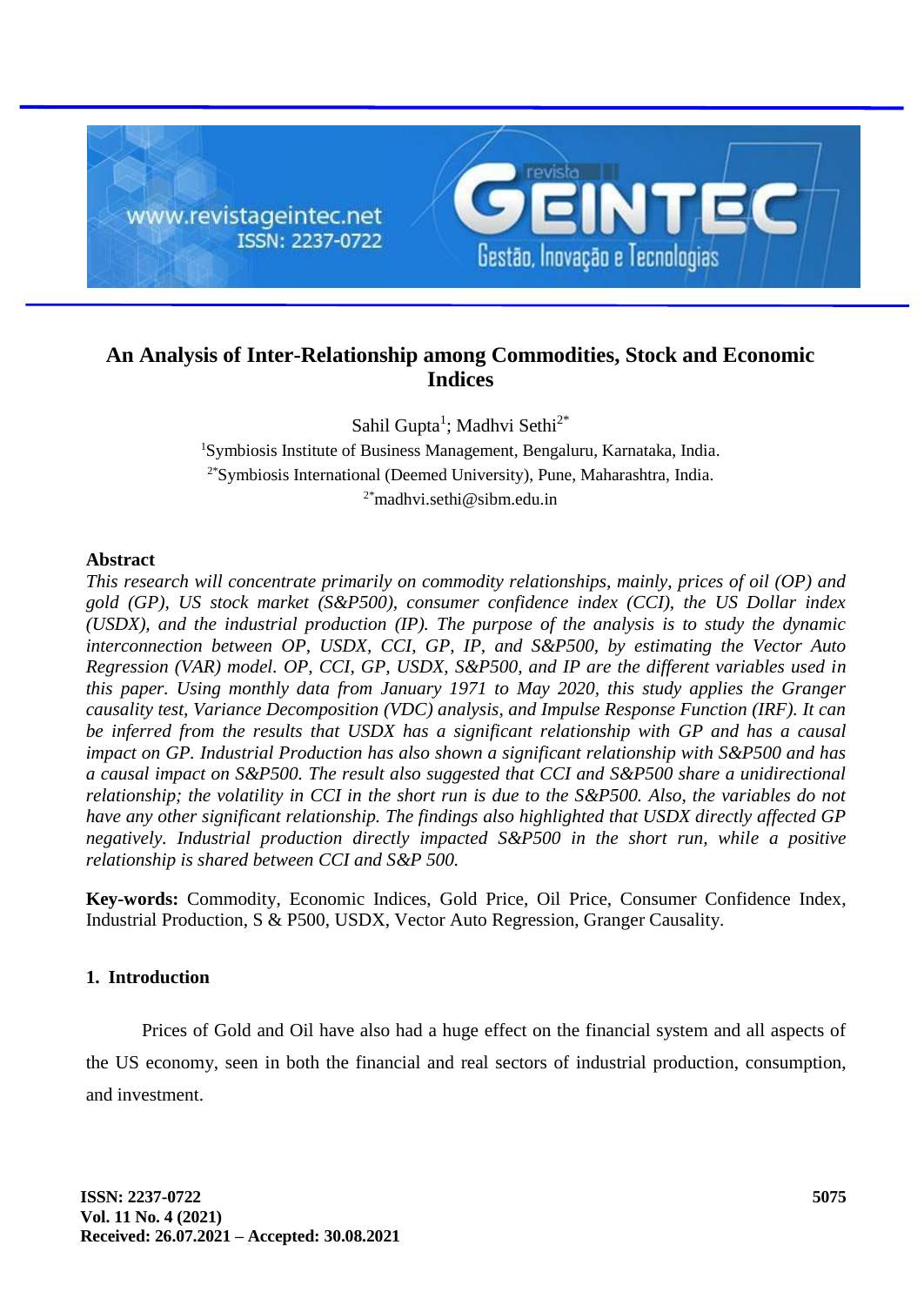# An Analysis of Inter-Relationship among Commodities, Stock and Economic Indices

Sahil Gupta[1]; Madhvi Sethi[2*]

[1]Symbiosis Institute of Business Management, Bengaluru, Karnataka, India.
[2*]Symbiosis International (Deemed University), Pune, Maharashtra, India.
[2*]madhvi.sethi@sibm.edu.in

## Abstract

*This research will concentrate primarily on commodity relationships, mainly, prices of oil (OP) and gold (GP), US stock market (S&P500), consumer confidence index (CCI), the US Dollar index (USDX), and the industrial production (IP). The purpose of the analysis is to study the dynamic interconnection between OP, USDX, CCI, GP, IP, and S&P500, by estimating the Vector Auto Regression (VAR) model. OP, CCI, GP, USDX, S&P500, and IP are the different variables used in this paper. Using monthly data from January 1971 to May 2020, this study applies the Granger causality test, Variance Decomposition (VDC) analysis, and Impulse Response Function (IRF). It can be inferred from the results that USDX has a significant relationship with GP and has a causal impact on GP. Industrial Production has also shown a significant relationship with S&P500 and has a causal impact on S&P500. The result also suggested that CCI and S&P500 share a unidirectional relationship; the volatility in CCI in the short run is due to the S&P500. Also, the variables do not have any other significant relationship. The findings also highlighted that USDX directly affected GP negatively. Industrial production directly impacted S&P500 in the short run, while a positive relationship is shared between CCI and S&P 500.*

**Key-words:** Commodity, Economic Indices, Gold Price, Oil Price, Consumer Confidence Index, Industrial Production, S & P500, USDX, Vector Auto Regression, Granger Causality.

## 1. Introduction

Prices of Gold and Oil have also had a huge effect on the financial system and all aspects of the US economy, seen in both the financial and real sectors of industrial production, consumption, and investment.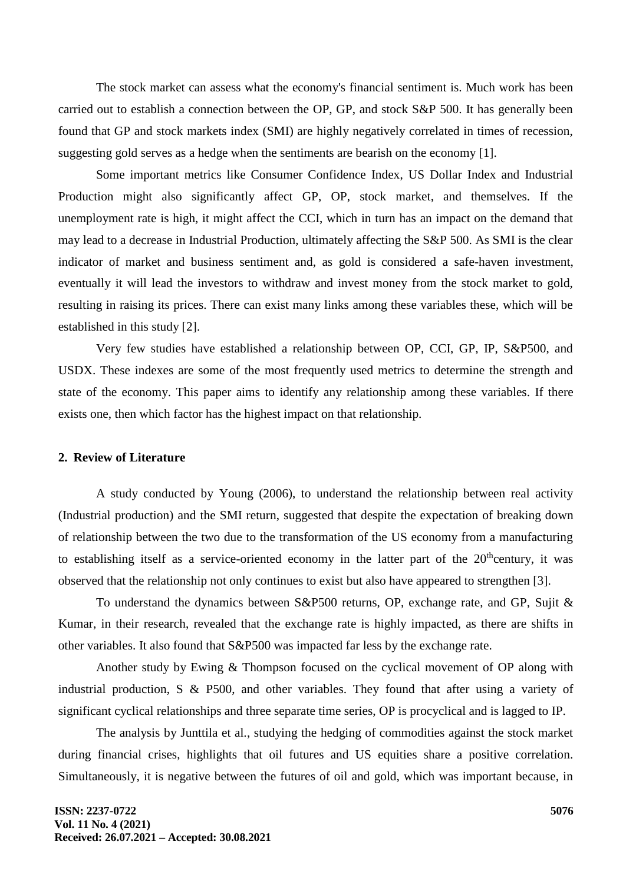The stock market can assess what the economy's financial sentiment is. Much work has been carried out to establish a connection between the OP, GP, and stock S&P 500. It has generally been found that GP and stock markets index (SMI) are highly negatively correlated in times of recession, suggesting gold serves as a hedge when the sentiments are bearish on the economy [1].

Some important metrics like Consumer Confidence Index, US Dollar Index and Industrial Production might also significantly affect GP, OP, stock market, and themselves. If the unemployment rate is high, it might affect the CCI, which in turn has an impact on the demand that may lead to a decrease in Industrial Production, ultimately affecting the S&P 500. As SMI is the clear indicator of market and business sentiment and, as gold is considered a safe-haven investment, eventually it will lead the investors to withdraw and invest money from the stock market to gold, resulting in raising its prices. There can exist many links among these variables these, which will be established in this study [2].

Very few studies have established a relationship between OP, CCI, GP, IP, S&P500, and USDX. These indexes are some of the most frequently used metrics to determine the strength and state of the economy. This paper aims to identify any relationship among these variables. If there exists one, then which factor has the highest impact on that relationship.

## 2. Review of Literature

A study conducted by Young (2006), to understand the relationship between real activity (Industrial production) and the SMI return, suggested that despite the expectation of breaking down of relationship between the two due to the transformation of the US economy from a manufacturing to establishing itself as a service-oriented economy in the latter part of the 20th century, it was observed that the relationship not only continues to exist but also have appeared to strengthen [3].

To understand the dynamics between S&P500 returns, OP, exchange rate, and GP, Sujit & Kumar, in their research, revealed that the exchange rate is highly impacted, as there are shifts in other variables. It also found that S&P500 was impacted far less by the exchange rate.

Another study by Ewing & Thompson focused on the cyclical movement of OP along with industrial production, S & P500, and other variables. They found that after using a variety of significant cyclical relationships and three separate time series, OP is procyclical and is lagged to IP.

The analysis by Junttila et al., studying the hedging of commodities against the stock market during financial crises, highlights that oil futures and US equities share a positive correlation. Simultaneously, it is negative between the futures of oil and gold, which was important because, in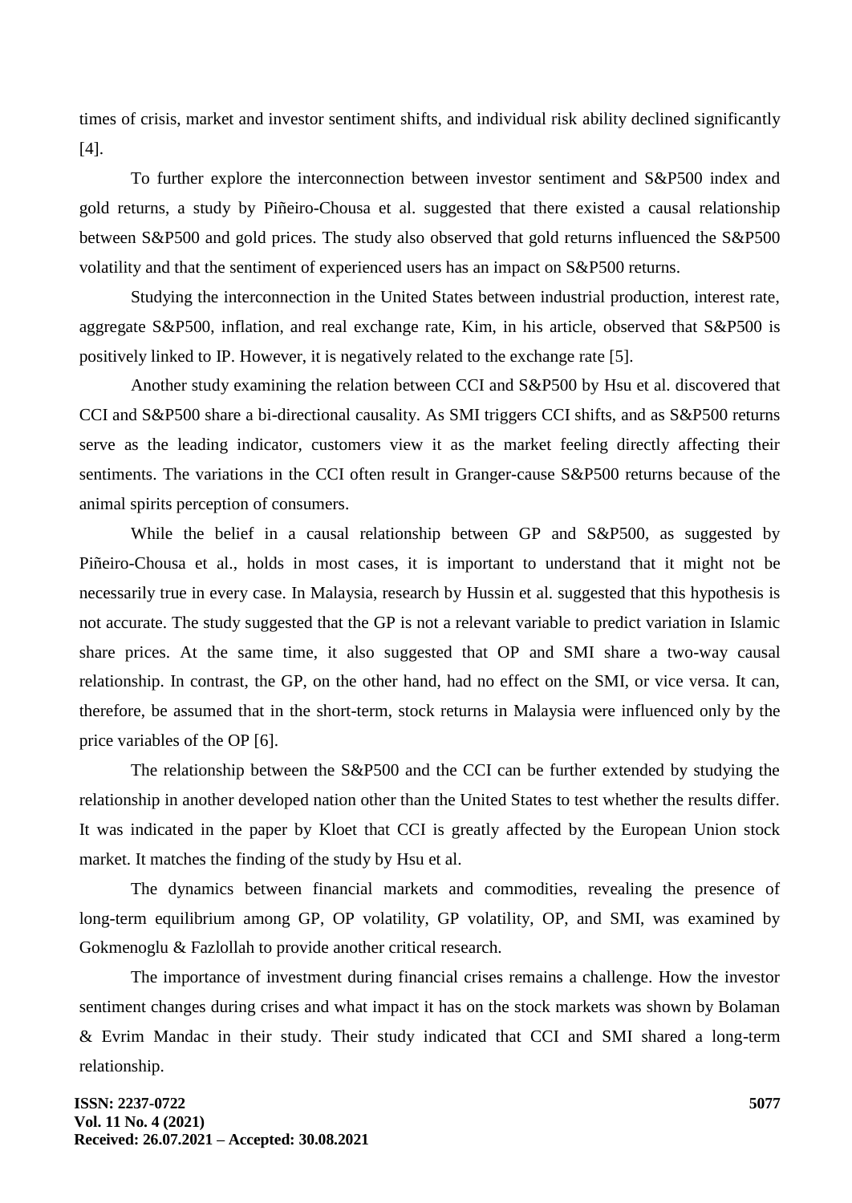times of crisis, market and investor sentiment shifts, and individual risk ability declined significantly [4].

To further explore the interconnection between investor sentiment and S&P500 index and gold returns, a study by Piñeiro-Chousa et al. suggested that there existed a causal relationship between S&P500 and gold prices. The study also observed that gold returns influenced the S&P500 volatility and that the sentiment of experienced users has an impact on S&P500 returns.

Studying the interconnection in the United States between industrial production, interest rate, aggregate S&P500, inflation, and real exchange rate, Kim, in his article, observed that S&P500 is positively linked to IP. However, it is negatively related to the exchange rate [5].

Another study examining the relation between CCI and S&P500 by Hsu et al. discovered that CCI and S&P500 share a bi-directional causality. As SMI triggers CCI shifts, and as S&P500 returns serve as the leading indicator, customers view it as the market feeling directly affecting their sentiments. The variations in the CCI often result in Granger-cause S&P500 returns because of the animal spirits perception of consumers.

While the belief in a causal relationship between GP and S&P500, as suggested by Piñeiro-Chousa et al., holds in most cases, it is important to understand that it might not be necessarily true in every case. In Malaysia, research by Hussin et al. suggested that this hypothesis is not accurate. The study suggested that the GP is not a relevant variable to predict variation in Islamic share prices. At the same time, it also suggested that OP and SMI share a two-way causal relationship. In contrast, the GP, on the other hand, had no effect on the SMI, or vice versa. It can, therefore, be assumed that in the short-term, stock returns in Malaysia were influenced only by the price variables of the OP [6].

The relationship between the S&P500 and the CCI can be further extended by studying the relationship in another developed nation other than the United States to test whether the results differ. It was indicated in the paper by Kloet that CCI is greatly affected by the European Union stock market. It matches the finding of the study by Hsu et al.

The dynamics between financial markets and commodities, revealing the presence of long-term equilibrium among GP, OP volatility, GP volatility, OP, and SMI, was examined by Gokmenoglu & Fazlollah to provide another critical research.

The importance of investment during financial crises remains a challenge. How the investor sentiment changes during crises and what impact it has on the stock markets was shown by Bolaman & Evrim Mandac in their study. Their study indicated that CCI and SMI shared a long-term relationship.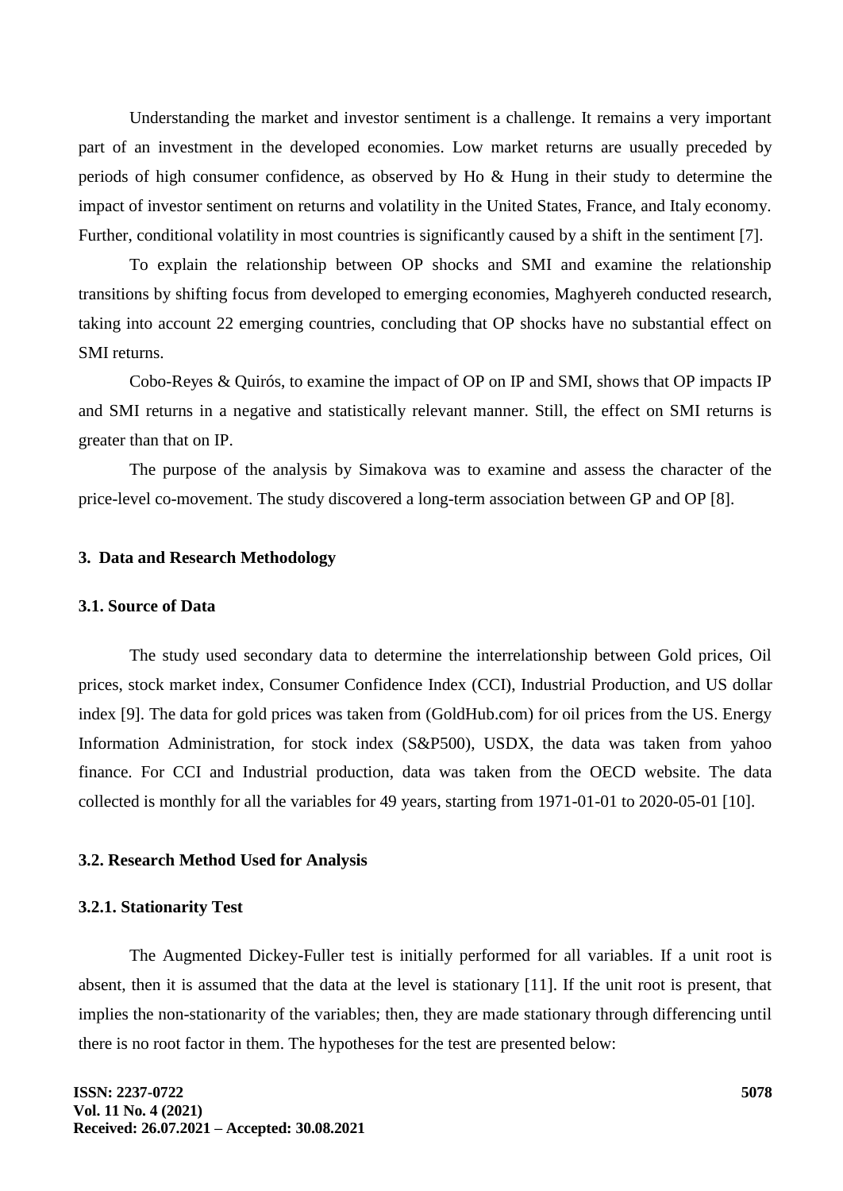Understanding the market and investor sentiment is a challenge. It remains a very important part of an investment in the developed economies. Low market returns are usually preceded by periods of high consumer confidence, as observed by Ho & Hung in their study to determine the impact of investor sentiment on returns and volatility in the United States, France, and Italy economy. Further, conditional volatility in most countries is significantly caused by a shift in the sentiment [7].

To explain the relationship between OP shocks and SMI and examine the relationship transitions by shifting focus from developed to emerging economies, Maghyereh conducted research, taking into account 22 emerging countries, concluding that OP shocks have no substantial effect on SMI returns.

Cobo-Reyes & Quirós, to examine the impact of OP on IP and SMI, shows that OP impacts IP and SMI returns in a negative and statistically relevant manner. Still, the effect on SMI returns is greater than that on IP.

The purpose of the analysis by Simakova was to examine and assess the character of the price-level co-movement. The study discovered a long-term association between GP and OP [8].

## 3. Data and Research Methodology

### 3.1. Source of Data

The study used secondary data to determine the interrelationship between Gold prices, Oil prices, stock market index, Consumer Confidence Index (CCI), Industrial Production, and US dollar index [9]. The data for gold prices was taken from (GoldHub.com) for oil prices from the US. Energy Information Administration, for stock index (S&P500), USDX, the data was taken from yahoo finance. For CCI and Industrial production, data was taken from the OECD website. The data collected is monthly for all the variables for 49 years, starting from 1971-01-01 to 2020-05-01 [10].

### 3.2. Research Method Used for Analysis

#### 3.2.1. Stationarity Test

The Augmented Dickey-Fuller test is initially performed for all variables. If a unit root is absent, then it is assumed that the data at the level is stationary [11]. If the unit root is present, that implies the non-stationarity of the variables; then, they are made stationary through differencing until there is no root factor in them. The hypotheses for the test are presented below: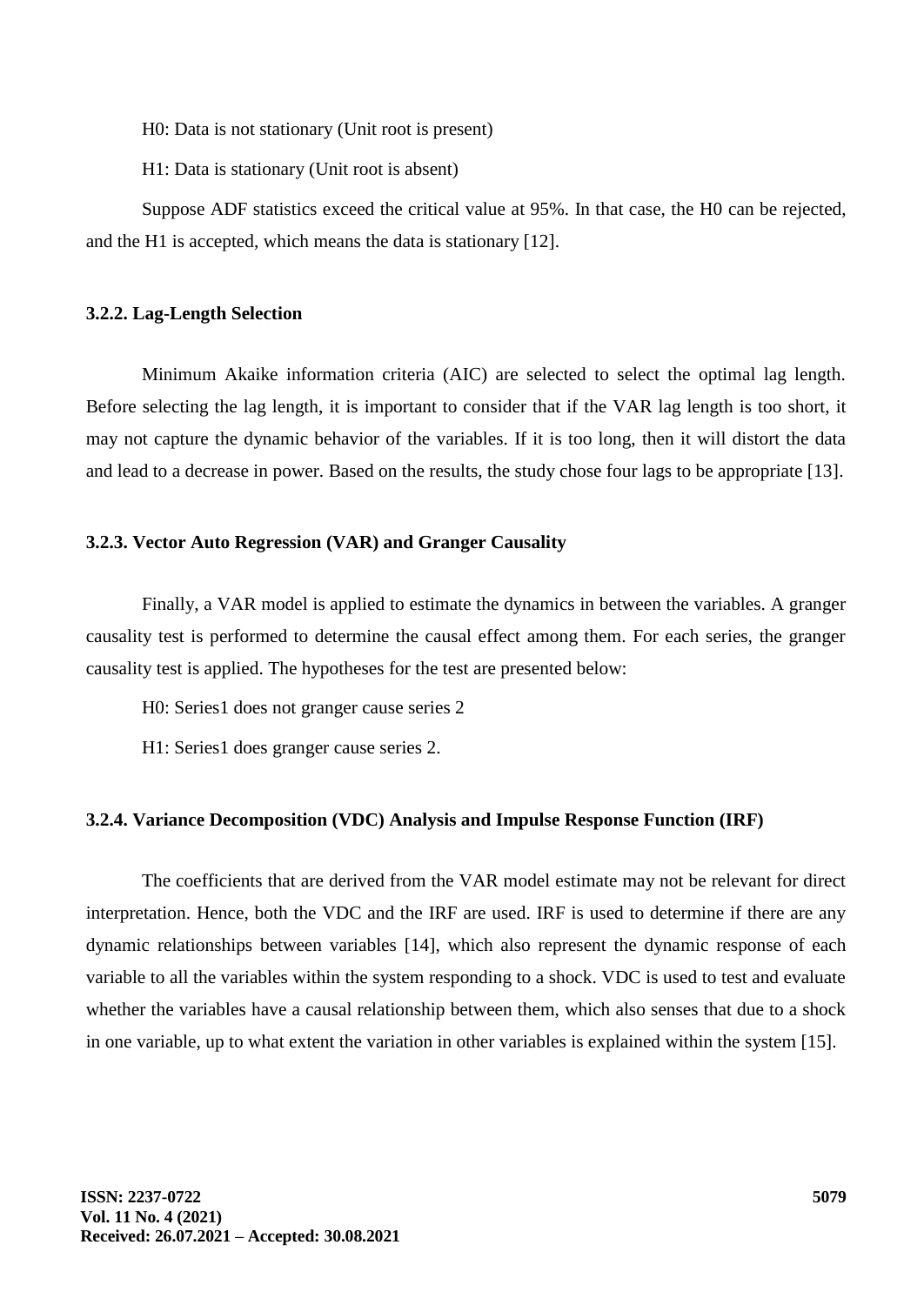H0: Data is not stationary (Unit root is present)

H1: Data is stationary (Unit root is absent)

Suppose ADF statistics exceed the critical value at 95%. In that case, the H0 can be rejected, and the H1 is accepted, which means the data is stationary [12].

### 3.2.2. Lag-Length Selection

Minimum Akaike information criteria (AIC) are selected to select the optimal lag length. Before selecting the lag length, it is important to consider that if the VAR lag length is too short, it may not capture the dynamic behavior of the variables. If it is too long, then it will distort the data and lead to a decrease in power. Based on the results, the study chose four lags to be appropriate [13].

### 3.2.3. Vector Auto Regression (VAR) and Granger Causality

Finally, a VAR model is applied to estimate the dynamics in between the variables. A granger causality test is performed to determine the causal effect among them. For each series, the granger causality test is applied. The hypotheses for the test are presented below:

H0: Series1 does not granger cause series 2

H1: Series1 does granger cause series 2.

### 3.2.4. Variance Decomposition (VDC) Analysis and Impulse Response Function (IRF)

The coefficients that are derived from the VAR model estimate may not be relevant for direct interpretation. Hence, both the VDC and the IRF are used. IRF is used to determine if there are any dynamic relationships between variables [14], which also represent the dynamic response of each variable to all the variables within the system responding to a shock. VDC is used to test and evaluate whether the variables have a causal relationship between them, which also senses that due to a shock in one variable, up to what extent the variation in other variables is explained within the system [15].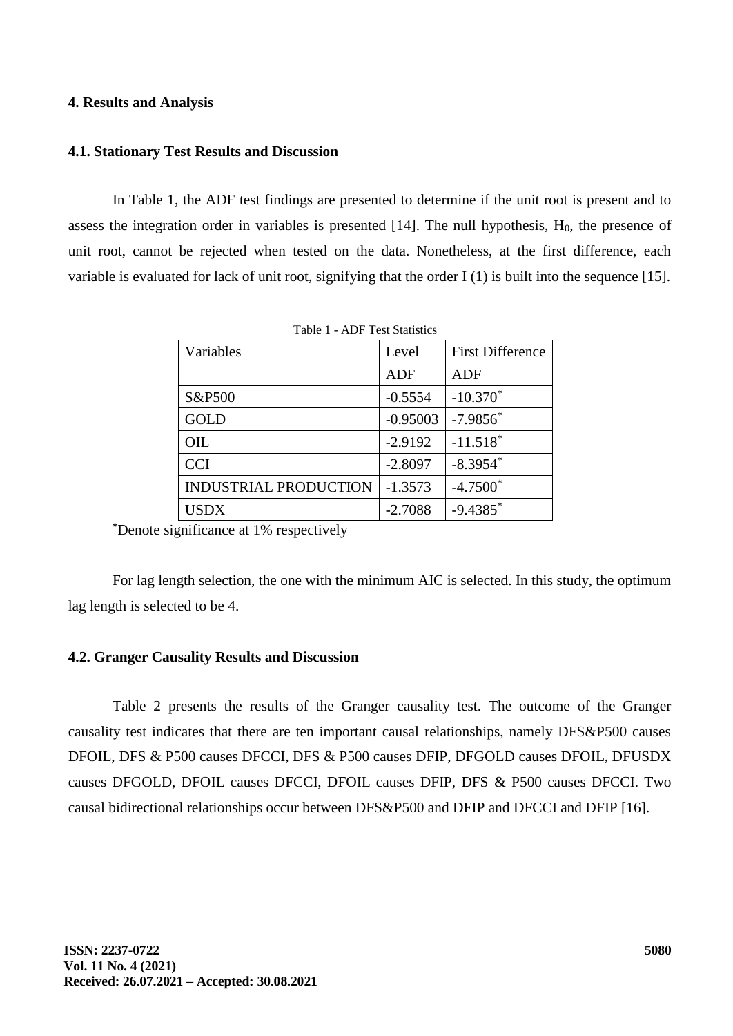## 4. Results and Analysis

### 4.1. Stationary Test Results and Discussion

In Table 1, the ADF test findings are presented to determine if the unit root is present and to assess the integration order in variables is presented [14]. The null hypothesis, $H_0$, the presence of unit root, cannot be rejected when tested on the data. Nonetheless, at the first difference, each variable is evaluated for lack of unit root, signifying that the order I (1) is built into the sequence [15].

Table 1 - ADF Test Statistics

| Variables | Level | First Difference |
|---|---|---|
| | ADF | ADF |
| S&P500 | -0.5554 | -10.370* |
| GOLD | -0.95003 | -7.9856* |
| OIL | -2.9192 | -11.518* |
| CCI | -2.8097 | -8.3954* |
| INDUSTRIAL PRODUCTION | -1.3573 | -4.7500* |
| USDX | -2.7088 | -9.4385* |

*Denote significance at 1% respectively

For lag length selection, the one with the minimum AIC is selected. In this study, the optimum lag length is selected to be 4.

### 4.2. Granger Causality Results and Discussion

Table 2 presents the results of the Granger causality test. The outcome of the Granger causality test indicates that there are ten important causal relationships, namely DFS&P500 causes DFOIL, DFS & P500 causes DFCCI, DFS & P500 causes DFIP, DFGOLD causes DFOIL, DFUSDX causes DFGOLD, DFOIL causes DFCCI, DFOIL causes DFIP, DFS & P500 causes DFCCI. Two causal bidirectional relationships occur between DFS&P500 and DFIP and DFCCI and DFIP [16].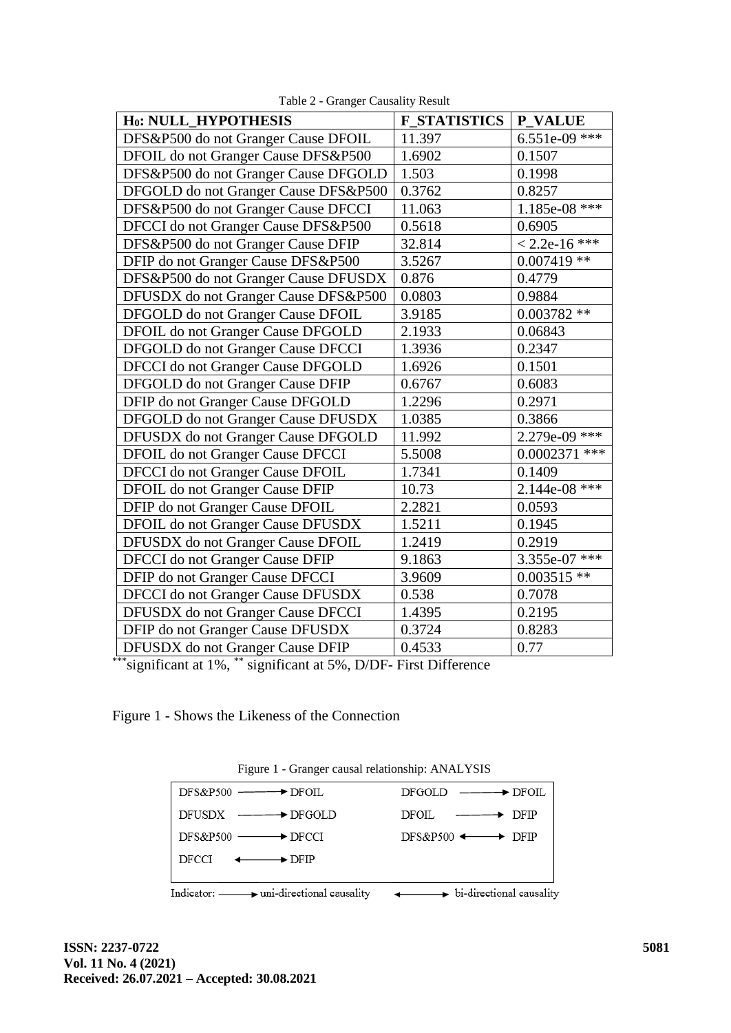Table 2 - Granger Causality Result

| H₀: NULL_HYPOTHESIS | F_STATISTICS | P_VALUE |
|---|---|---|
| DFS&P500 do not Granger Cause DFOIL | 11.397 | 6.551e-09 *** |
| DFOIL do not Granger Cause DFS&P500 | 1.6902 | 0.1507 |
| DFS&P500 do not Granger Cause DFGOLD | 1.503 | 0.1998 |
| DFGOLD do not Granger Cause DFS&P500 | 0.3762 | 0.8257 |
| DFS&P500 do not Granger Cause DFCCI | 11.063 | 1.185e-08 *** |
| DFCCI do not Granger Cause DFS&P500 | 0.5618 | 0.6905 |
| DFS&P500 do not Granger Cause DFIP | 32.814 | < 2.2e-16 *** |
| DFIP do not Granger Cause DFS&P500 | 3.5267 | 0.007419 ** |
| DFS&P500 do not Granger Cause DFUSDX | 0.876 | 0.4779 |
| DFUSDX do not Granger Cause DFS&P500 | 0.0803 | 0.9884 |
| DFGOLD do not Granger Cause DFOIL | 3.9185 | 0.003782 ** |
| DFOIL do not Granger Cause DFGOLD | 2.1933 | 0.06843 |
| DFGOLD do not Granger Cause DFCCI | 1.3936 | 0.2347 |
| DFCCI do not Granger Cause DFGOLD | 1.6926 | 0.1501 |
| DFGOLD do not Granger Cause DFIP | 0.6767 | 0.6083 |
| DFIP do not Granger Cause DFGOLD | 1.2296 | 0.2971 |
| DFGOLD do not Granger Cause DFUSDX | 1.0385 | 0.3866 |
| DFUSDX do not Granger Cause DFGOLD | 11.992 | 2.279e-09 *** |
| DFOIL do not Granger Cause DFCCI | 5.5008 | 0.0002371 *** |
| DFCCI do not Granger Cause DFOIL | 1.7341 | 0.1409 |
| DFOIL do not Granger Cause DFIP | 10.73 | 2.144e-08 *** |
| DFIP do not Granger Cause DFOIL | 2.2821 | 0.0593 |
| DFOIL do not Granger Cause DFUSDX | 1.5211 | 0.1945 |
| DFUSDX do not Granger Cause DFOIL | 1.2419 | 0.2919 |
| DFCCI do not Granger Cause DFIP | 9.1863 | 3.355e-07 *** |
| DFIP do not Granger Cause DFCCI | 3.9609 | 0.003515 ** |
| DFCCI do not Granger Cause DFUSDX | 0.538 | 0.7078 |
| DFUSDX do not Granger Cause DFCCI | 1.4395 | 0.2195 |
| DFIP do not Granger Cause DFUSDX | 0.3724 | 0.8283 |
| DFUSDX do not Granger Cause DFIP | 0.4533 | 0.77 |

***significant at 1%, ** significant at 5%, D/DF- First Difference

Figure 1 - Shows the Likeness of the Connection

Figure 1 - Granger causal relationship: ANALYSIS

| | |
|---|---|
| DFS&P500 ⟶ DFOIL | DFGOLD ⟶ DFOIL |
| DFUSDX ⟶ DFGOLD | DFOIL ⟶ DFIP |
| DFS&P500 ⟶ DFCCI | DFS&P500 ⟷ DFIP |
| DFCCI ⟷ DFIP | |

Indicator: ⟶ uni-directional causality ⟷ bi-directional causality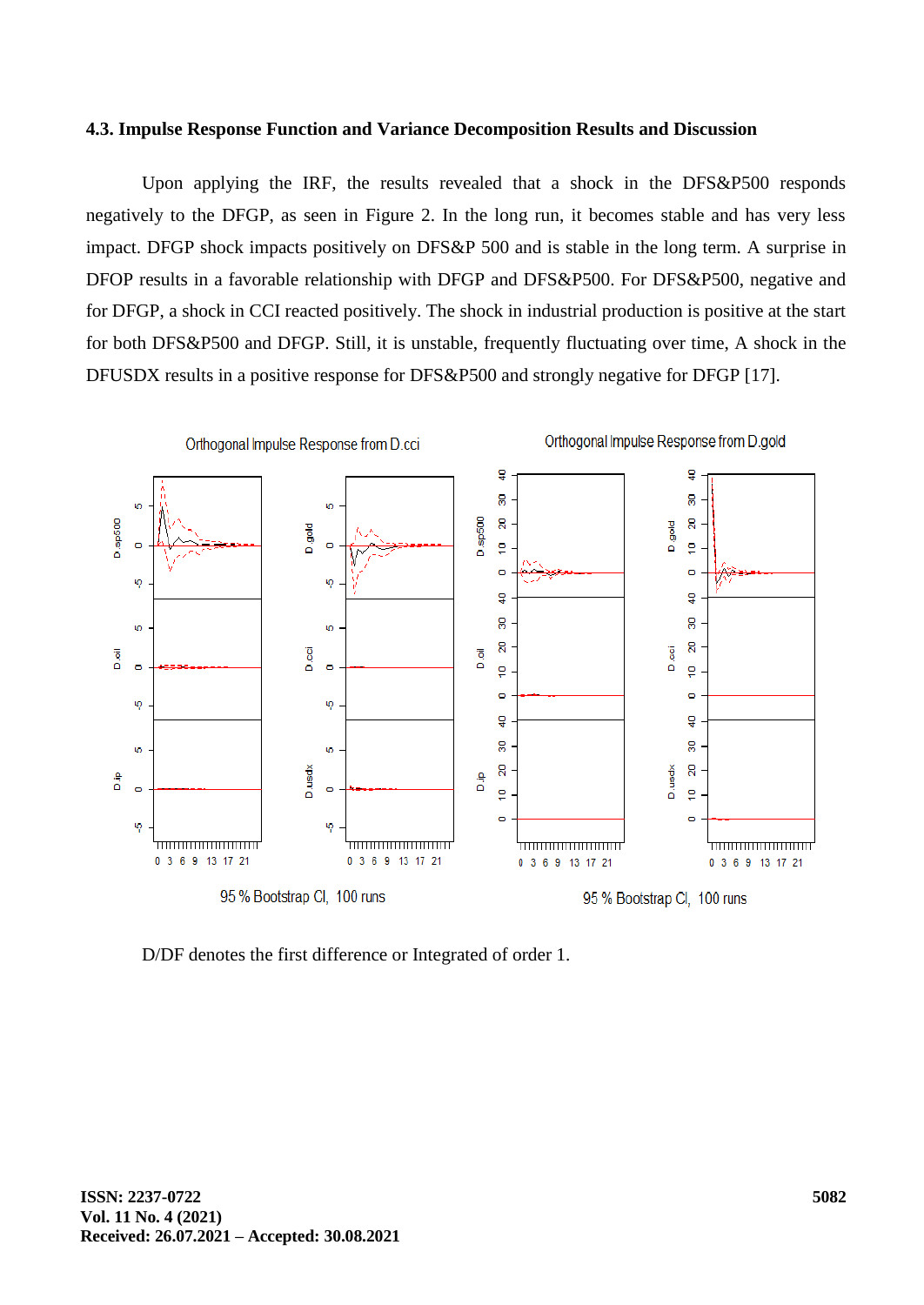### 4.3. Impulse Response Function and Variance Decomposition Results and Discussion

Upon applying the IRF, the results revealed that a shock in the DFS&P500 responds negatively to the DFGP, as seen in Figure 2. In the long run, it becomes stable and has very less impact. DFGP shock impacts positively on DFS&P 500 and is stable in the long term. A surprise in DFOP results in a favorable relationship with DFGP and DFS&P500. For DFS&P500, negative and for DFGP, a shock in CCI reacted positively. The shock in industrial production is positive at the start for both DFS&P500 and DFGP. Still, it is unstable, frequently fluctuating over time, A shock in the DFUSDX results in a positive response for DFS&P500 and strongly negative for DFGP [17].

D/DF denotes the first difference or Integrated of order 1.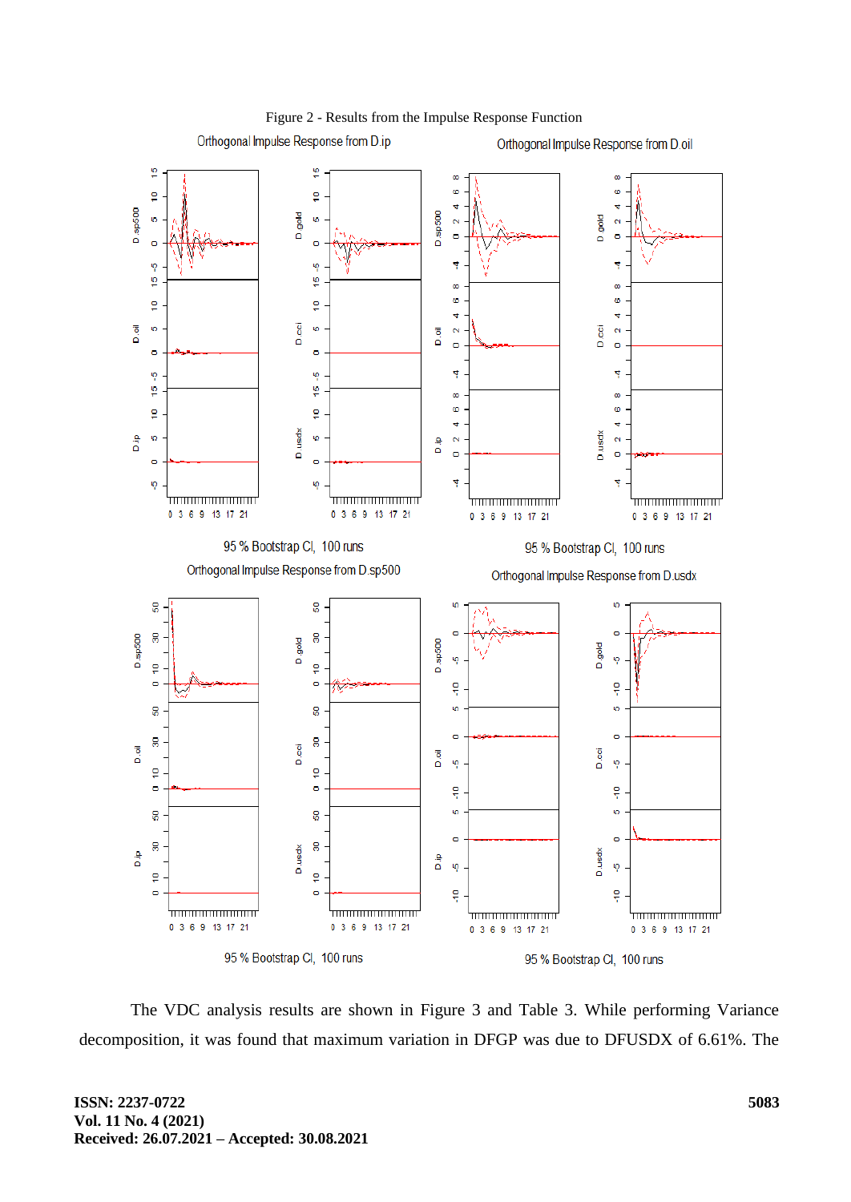Figure 2 - Results from the Impulse Response Function

The VDC analysis results are shown in Figure 3 and Table 3. While performing Variance decomposition, it was found that maximum variation in DFGP was due to DFUSDX of 6.61%. The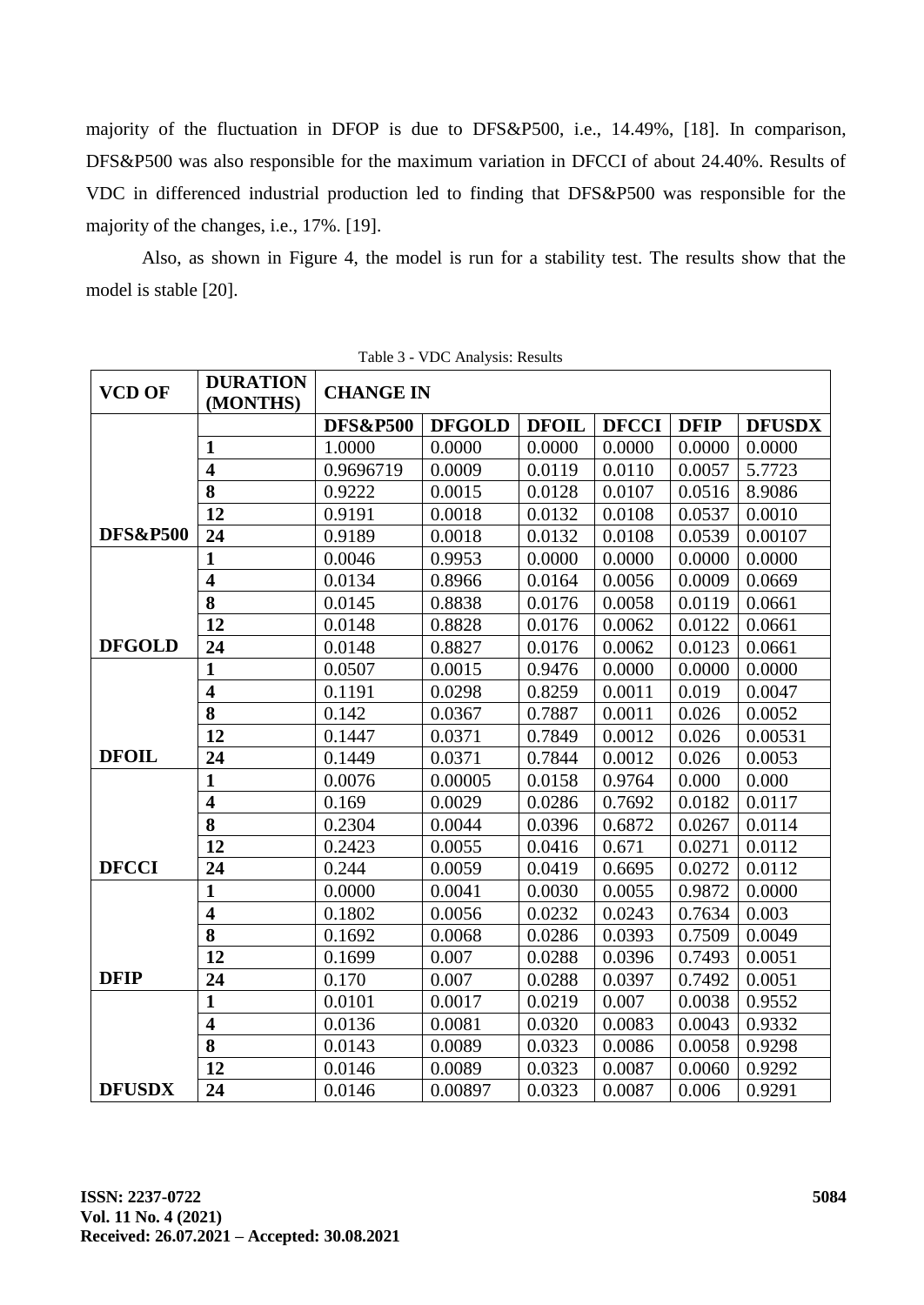majority of the fluctuation in DFOP is due to DFS&P500, i.e., 14.49%, [18]. In comparison, DFS&P500 was also responsible for the maximum variation in DFCCI of about 24.40%. Results of VDC in differenced industrial production led to finding that DFS&P500 was responsible for the majority of the changes, i.e., 17%. [19].

Also, as shown in Figure 4, the model is run for a stability test. The results show that the model is stable [20].

Table 3 - VDC Analysis: Results

| VCD OF | DURATION (MONTHS) | CHANGE IN | | | | | |
|---|---|---|---|---|---|---|---|
| | | **DFS&P500** | **DFGOLD** | **DFOIL** | **DFCCI** | **DFIP** | **DFUSDX** |
| | **1** | 1.0000 | 0.0000 | 0.0000 | 0.0000 | 0.0000 | 0.0000 |
| | **4** | 0.9696719 | 0.0009 | 0.0119 | 0.0110 | 0.0057 | 5.7723 |
| | **8** | 0.9222 | 0.0015 | 0.0128 | 0.0107 | 0.0516 | 8.9086 |
| | **12** | 0.9191 | 0.0018 | 0.0132 | 0.0108 | 0.0537 | 0.0010 |
| **DFS&P500** | **24** | 0.9189 | 0.0018 | 0.0132 | 0.0108 | 0.0539 | 0.00107 |
| | **1** | 0.0046 | 0.9953 | 0.0000 | 0.0000 | 0.0000 | 0.0000 |
| | **4** | 0.0134 | 0.8966 | 0.0164 | 0.0056 | 0.0009 | 0.0669 |
| | **8** | 0.0145 | 0.8838 | 0.0176 | 0.0058 | 0.0119 | 0.0661 |
| | **12** | 0.0148 | 0.8828 | 0.0176 | 0.0062 | 0.0122 | 0.0661 |
| **DFGOLD** | **24** | 0.0148 | 0.8827 | 0.0176 | 0.0062 | 0.0123 | 0.0661 |
| | **1** | 0.0507 | 0.0015 | 0.9476 | 0.0000 | 0.0000 | 0.0000 |
| | **4** | 0.1191 | 0.0298 | 0.8259 | 0.0011 | 0.019 | 0.0047 |
| | **8** | 0.142 | 0.0367 | 0.7887 | 0.0011 | 0.026 | 0.0052 |
| | **12** | 0.1447 | 0.0371 | 0.7849 | 0.0012 | 0.026 | 0.00531 |
| **DFOIL** | **24** | 0.1449 | 0.0371 | 0.7844 | 0.0012 | 0.026 | 0.0053 |
| | **1** | 0.0076 | 0.00005 | 0.0158 | 0.9764 | 0.000 | 0.000 |
| | **4** | 0.169 | 0.0029 | 0.0286 | 0.7692 | 0.0182 | 0.0117 |
| | **8** | 0.2304 | 0.0044 | 0.0396 | 0.6872 | 0.0267 | 0.0114 |
| | **12** | 0.2423 | 0.0055 | 0.0416 | 0.671 | 0.0271 | 0.0112 |
| **DFCCI** | **24** | 0.244 | 0.0059 | 0.0419 | 0.6695 | 0.0272 | 0.0112 |
| | **1** | 0.0000 | 0.0041 | 0.0030 | 0.0055 | 0.9872 | 0.0000 |
| | **4** | 0.1802 | 0.0056 | 0.0232 | 0.0243 | 0.7634 | 0.003 |
| | **8** | 0.1692 | 0.0068 | 0.0286 | 0.0393 | 0.7509 | 0.0049 |
| | **12** | 0.1699 | 0.007 | 0.0288 | 0.0396 | 0.7493 | 0.0051 |
| **DFIP** | **24** | 0.170 | 0.007 | 0.0288 | 0.0397 | 0.7492 | 0.0051 |
| | **1** | 0.0101 | 0.0017 | 0.0219 | 0.007 | 0.0038 | 0.9552 |
| | **4** | 0.0136 | 0.0081 | 0.0320 | 0.0083 | 0.0043 | 0.9332 |
| | **8** | 0.0143 | 0.0089 | 0.0323 | 0.0086 | 0.0058 | 0.9298 |
| | **12** | 0.0146 | 0.0089 | 0.0323 | 0.0087 | 0.0060 | 0.9292 |
| **DFUSDX** | **24** | 0.0146 | 0.00897 | 0.0323 | 0.0087 | 0.006 | 0.9291 |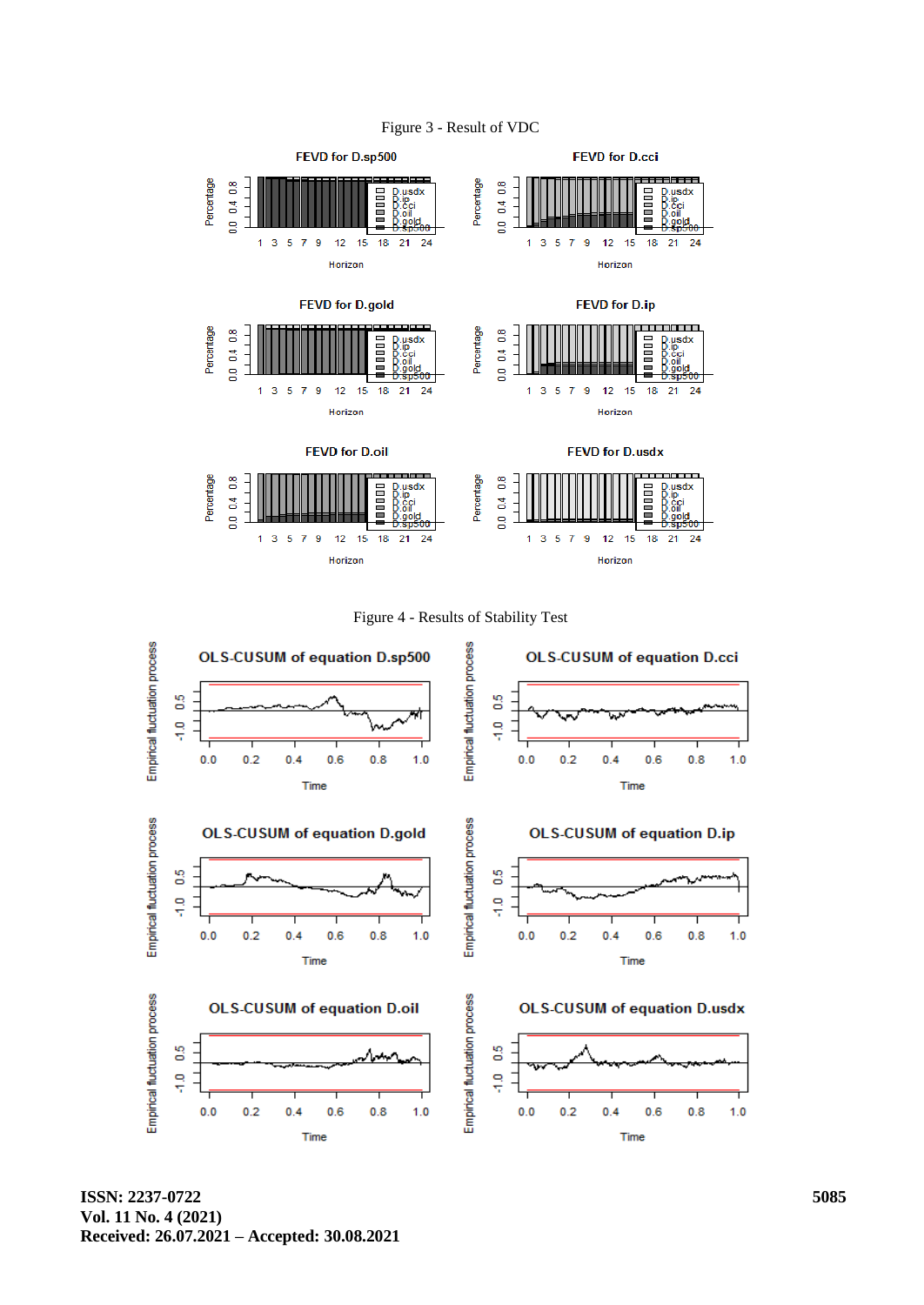Figure 3 - Result of VDC

Figure 4 - Results of Stability Test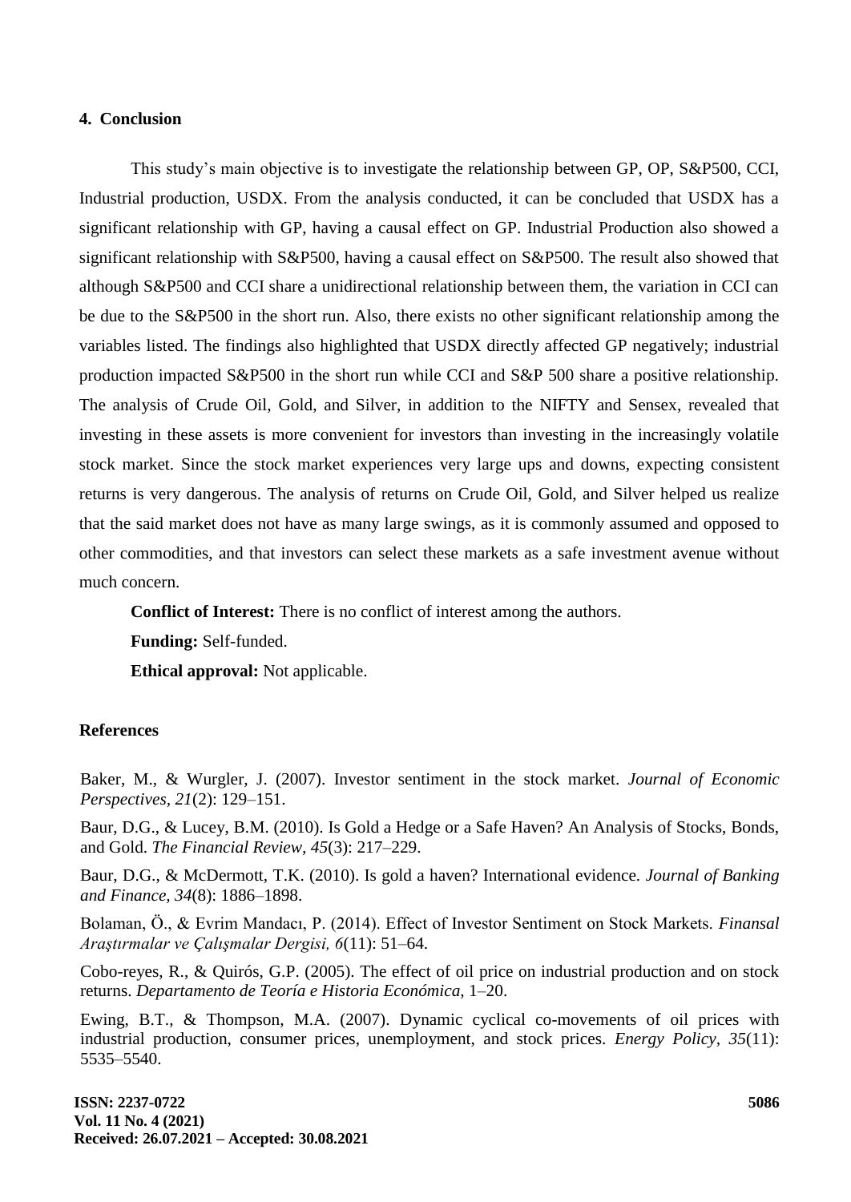## 4. Conclusion

This study's main objective is to investigate the relationship between GP, OP, S&P500, CCI, Industrial production, USDX. From the analysis conducted, it can be concluded that USDX has a significant relationship with GP, having a causal effect on GP. Industrial Production also showed a significant relationship with S&P500, having a causal effect on S&P500. The result also showed that although S&P500 and CCI share a unidirectional relationship between them, the variation in CCI can be due to the S&P500 in the short run. Also, there exists no other significant relationship among the variables listed. The findings also highlighted that USDX directly affected GP negatively; industrial production impacted S&P500 in the short run while CCI and S&P 500 share a positive relationship. The analysis of Crude Oil, Gold, and Silver, in addition to the NIFTY and Sensex, revealed that investing in these assets is more convenient for investors than investing in the increasingly volatile stock market. Since the stock market experiences very large ups and downs, expecting consistent returns is very dangerous. The analysis of returns on Crude Oil, Gold, and Silver helped us realize that the said market does not have as many large swings, as it is commonly assumed and opposed to other commodities, and that investors can select these markets as a safe investment avenue without much concern.

**Conflict of Interest:** There is no conflict of interest among the authors.

**Funding:** Self-funded.

**Ethical approval:** Not applicable.

## References

Baker, M., & Wurgler, J. (2007). Investor sentiment in the stock market. *Journal of Economic Perspectives, 21*(2): 129–151.

Baur, D.G., & Lucey, B.M. (2010). Is Gold a Hedge or a Safe Haven? An Analysis of Stocks, Bonds, and Gold. *The Financial Review, 45*(3): 217–229.

Baur, D.G., & McDermott, T.K. (2010). Is gold a haven? International evidence. *Journal of Banking and Finance, 34*(8): 1886–1898.

Bolaman, Ö., & Evrim Mandacı, P. (2014). Effect of Investor Sentiment on Stock Markets. *Finansal Araştırmalar ve Çalışmalar Dergisi, 6*(11): 51–64.

Cobo-reyes, R., & Quirós, G.P. (2005). The effect of oil price on industrial production and on stock returns. *Departamento de Teoría e Historia Económica,* 1–20.

Ewing, B.T., & Thompson, M.A. (2007). Dynamic cyclical co-movements of oil prices with industrial production, consumer prices, unemployment, and stock prices. *Energy Policy, 35*(11): 5535–5540.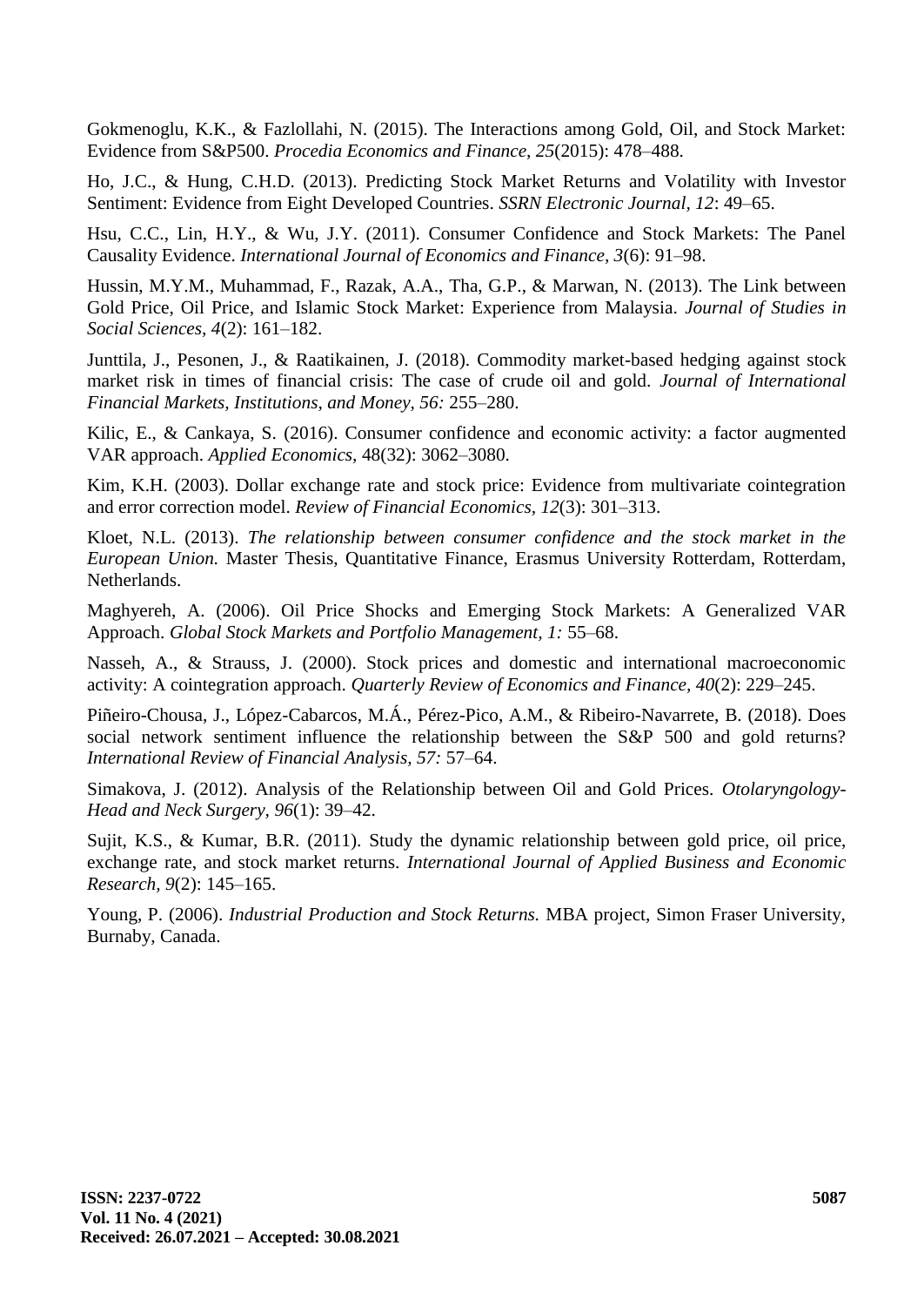Gokmenoglu, K.K., & Fazlollahi, N. (2015). The Interactions among Gold, Oil, and Stock Market: Evidence from S&P500. *Procedia Economics and Finance*, *25*(2015): 478–488.

Ho, J.C., & Hung, C.H.D. (2013). Predicting Stock Market Returns and Volatility with Investor Sentiment: Evidence from Eight Developed Countries. *SSRN Electronic Journal*, *12*: 49–65.

Hsu, C.C., Lin, H.Y., & Wu, J.Y. (2011). Consumer Confidence and Stock Markets: The Panel Causality Evidence. *International Journal of Economics and Finance, 3*(6): 91–98.

Hussin, M.Y.M., Muhammad, F., Razak, A.A., Tha, G.P., & Marwan, N. (2013). The Link between Gold Price, Oil Price, and Islamic Stock Market: Experience from Malaysia. *Journal of Studies in Social Sciences*, *4*(2): 161–182.

Junttila, J., Pesonen, J., & Raatikainen, J. (2018). Commodity market-based hedging against stock market risk in times of financial crisis: The case of crude oil and gold. *Journal of International Financial Markets, Institutions, and Money*, *56:* 255–280.

Kilic, E., & Cankaya, S. (2016). Consumer confidence and economic activity: a factor augmented VAR approach. *Applied Economics,* 48(32): 3062–3080.

Kim, K.H. (2003). Dollar exchange rate and stock price: Evidence from multivariate cointegration and error correction model. *Review of Financial Economics*, *12*(3): 301–313.

Kloet, N.L. (2013). *The relationship between consumer confidence and the stock market in the European Union.* Master Thesis, Quantitative Finance, Erasmus University Rotterdam, Rotterdam, Netherlands.

Maghyereh, A. (2006). Oil Price Shocks and Emerging Stock Markets: A Generalized VAR Approach. *Global Stock Markets and Portfolio Management*, *1:* 55–68.

Nasseh, A., & Strauss, J. (2000). Stock prices and domestic and international macroeconomic activity: A cointegration approach. *Quarterly Review of Economics and Finance*, *40*(2): 229–245.

Piñeiro-Chousa, J., López-Cabarcos, M.Á., Pérez-Pico, A.M., & Ribeiro-Navarrete, B. (2018). Does social network sentiment influence the relationship between the S&P 500 and gold returns? *International Review of Financial Analysis*, *57:* 57–64.

Simakova, J. (2012). Analysis of the Relationship between Oil and Gold Prices. *Otolaryngology-Head and Neck Surgery*, *96*(1): 39–42.

Sujit, K.S., & Kumar, B.R. (2011). Study the dynamic relationship between gold price, oil price, exchange rate, and stock market returns. *International Journal of Applied Business and Economic Research*, *9*(2): 145–165.

Young, P. (2006). *Industrial Production and Stock Returns.* MBA project, Simon Fraser University, Burnaby, Canada.